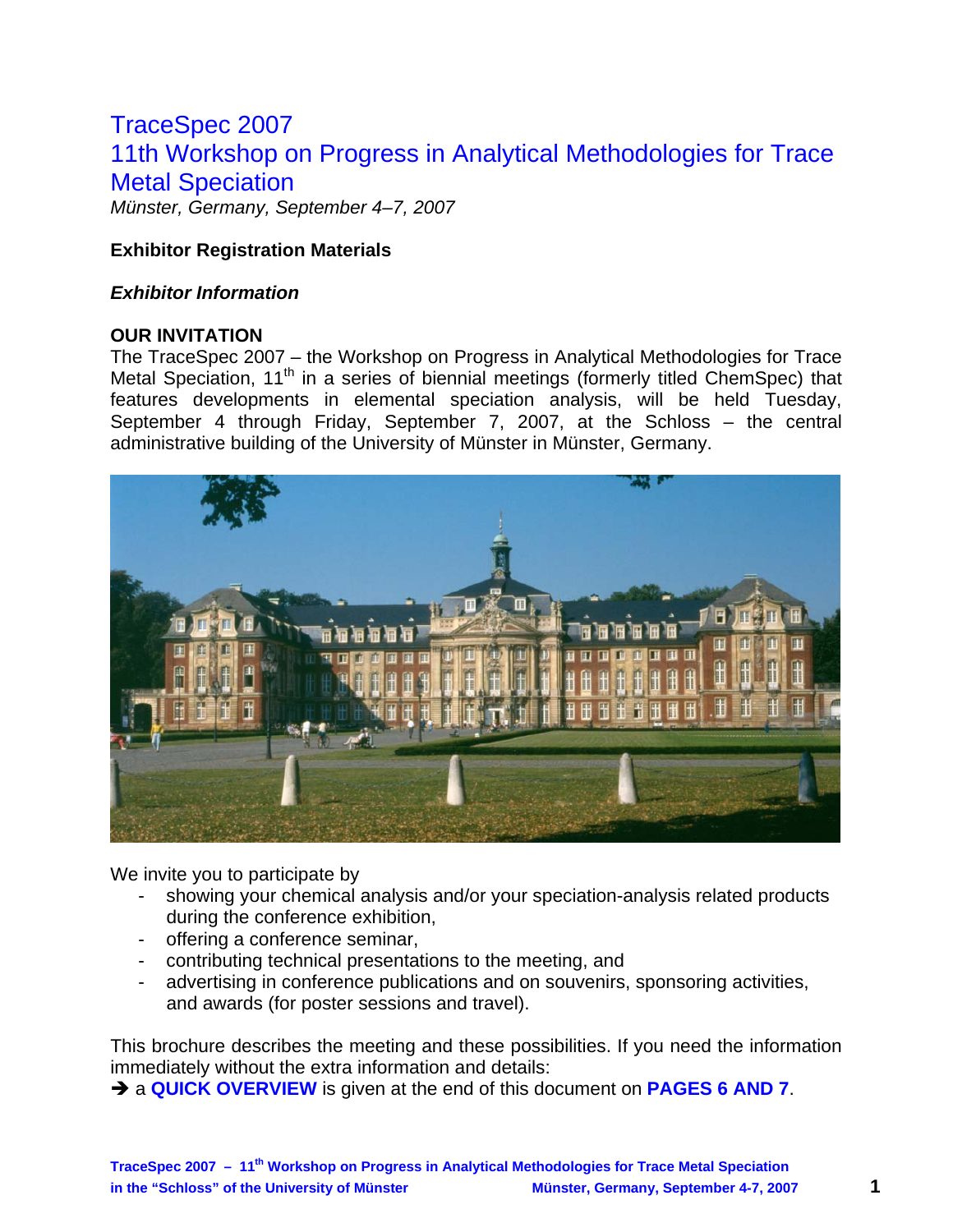# TraceSpec 2007
# 11th Workshop on Progress in Analytical Methodologies for Trace Metal Speciation

*Münster, Germany, September 4–7, 2007*

**Exhibitor Registration Materials**

***Exhibitor Information***

**OUR INVITATION**

The TraceSpec 2007 – the Workshop on Progress in Analytical Methodologies for Trace Metal Speciation, 11th in a series of biennial meetings (formerly titled ChemSpec) that features developments in elemental speciation analysis, will be held Tuesday, September 4 through Friday, September 7, 2007, at the Schloss – the central administrative building of the University of Münster in Münster, Germany.

We invite you to participate by

- showing your chemical analysis and/or your speciation-analysis related products during the conference exhibition,
- offering a conference seminar,
- contributing technical presentations to the meeting, and
- advertising in conference publications and on souvenirs, sponsoring activities, and awards (for poster sessions and travel).

This brochure describes the meeting and these possibilities. If you need the information immediately without the extra information and details:

➔ a **QUICK OVERVIEW** is given at the end of this document on **PAGES 6 AND 7**.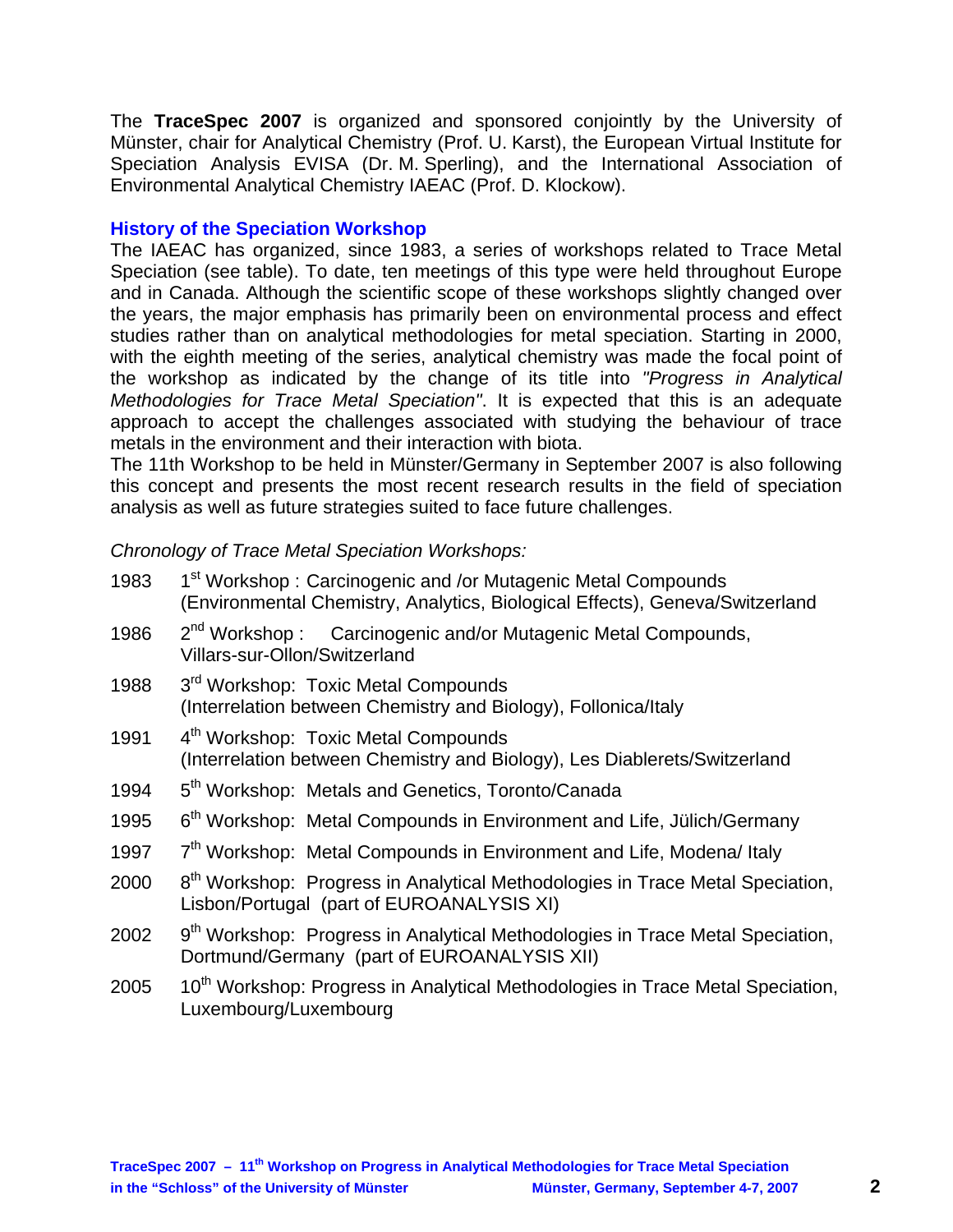The **TraceSpec 2007** is organized and sponsored conjointly by the University of Münster, chair for Analytical Chemistry (Prof. U. Karst), the European Virtual Institute for Speciation Analysis EVISA (Dr. M. Sperling), and the International Association of Environmental Analytical Chemistry IAEAC (Prof. D. Klockow).

## History of the Speciation Workshop

The IAEAC has organized, since 1983, a series of workshops related to Trace Metal Speciation (see table). To date, ten meetings of this type were held throughout Europe and in Canada. Although the scientific scope of these workshops slightly changed over the years, the major emphasis has primarily been on environmental process and effect studies rather than on analytical methodologies for metal speciation. Starting in 2000, with the eighth meeting of the series, analytical chemistry was made the focal point of the workshop as indicated by the change of its title into *"Progress in Analytical Methodologies for Trace Metal Speciation"*. It is expected that this is an adequate approach to accept the challenges associated with studying the behaviour of trace metals in the environment and their interaction with biota.
The 11th Workshop to be held in Münster/Germany in September 2007 is also following this concept and presents the most recent research results in the field of speciation analysis as well as future strategies suited to face future challenges.

*Chronology of Trace Metal Speciation Workshops:*

| | |
|---|---|
| 1983 | 1st Workshop : Carcinogenic and /or Mutagenic Metal Compounds (Environmental Chemistry, Analytics, Biological Effects), Geneva/Switzerland |
| 1986 | 2nd Workshop : Carcinogenic and/or Mutagenic Metal Compounds, Villars-sur-Ollon/Switzerland |
| 1988 | 3rd Workshop: Toxic Metal Compounds (Interrelation between Chemistry and Biology), Follonica/Italy |
| 1991 | 4th Workshop: Toxic Metal Compounds (Interrelation between Chemistry and Biology), Les Diablerets/Switzerland |
| 1994 | 5th Workshop: Metals and Genetics, Toronto/Canada |
| 1995 | 6th Workshop: Metal Compounds in Environment and Life, Jülich/Germany |
| 1997 | 7th Workshop: Metal Compounds in Environment and Life, Modena/ Italy |
| 2000 | 8th Workshop: Progress in Analytical Methodologies in Trace Metal Speciation, Lisbon/Portugal (part of EUROANALYSIS XI) |
| 2002 | 9th Workshop: Progress in Analytical Methodologies in Trace Metal Speciation, Dortmund/Germany (part of EUROANALYSIS XII) |
| 2005 | 10th Workshop: Progress in Analytical Methodologies in Trace Metal Speciation, Luxembourg/Luxembourg |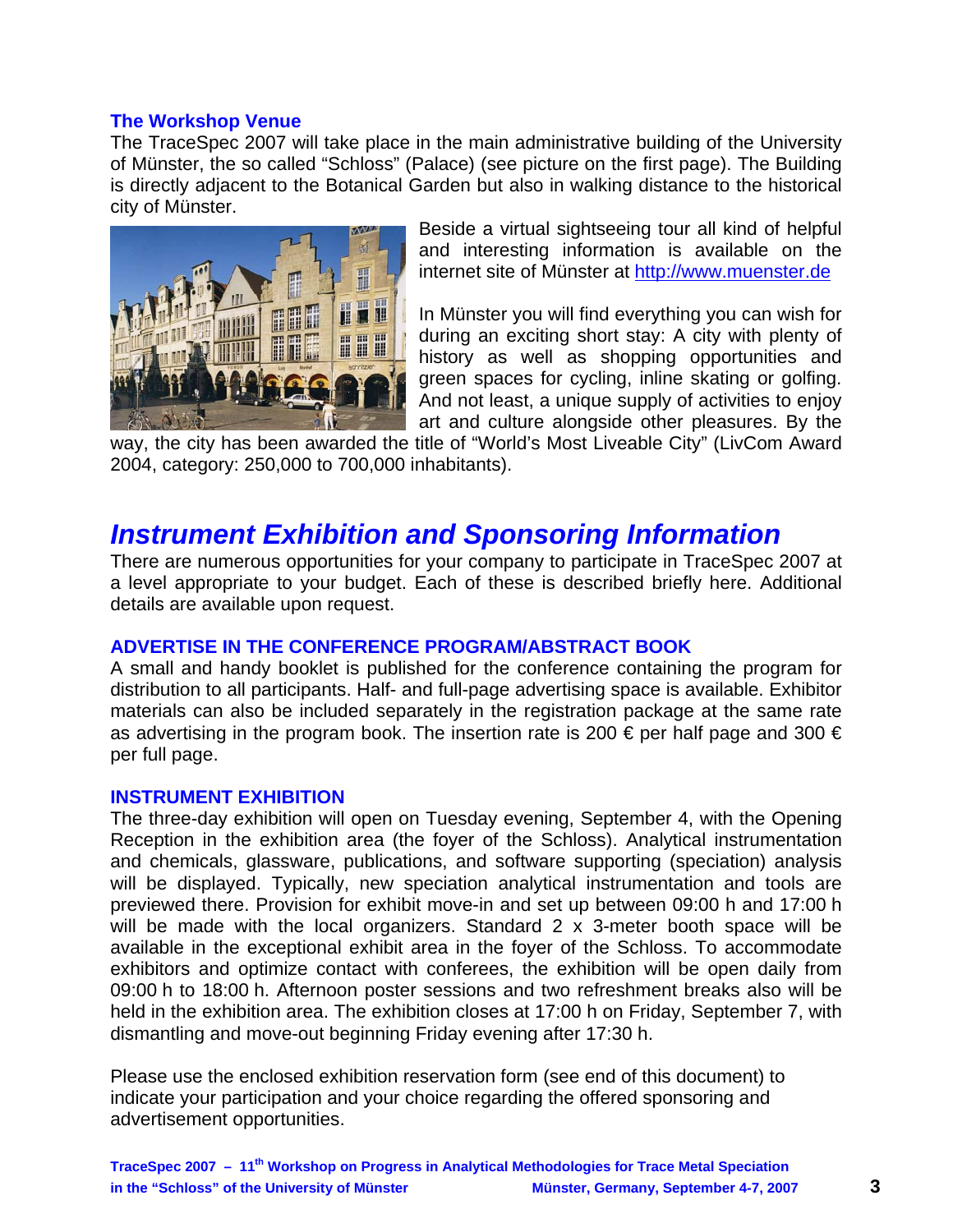### The Workshop Venue

The TraceSpec 2007 will take place in the main administrative building of the University of Münster, the so called "Schloss" (Palace) (see picture on the first page). The Building is directly adjacent to the Botanical Garden but also in walking distance to the historical city of Münster.

Beside a virtual sightseeing tour all kind of helpful and interesting information is available on the internet site of Münster at http://www.muenster.de

In Münster you will find everything you can wish for during an exciting short stay: A city with plenty of history as well as shopping opportunities and green spaces for cycling, inline skating or golfing. And not least, a unique supply of activities to enjoy art and culture alongside other pleasures. By the way, the city has been awarded the title of "World's Most Liveable City" (LivCom Award 2004, category: 250,000 to 700,000 inhabitants).

## *Instrument Exhibition and Sponsoring Information*

There are numerous opportunities for your company to participate in TraceSpec 2007 at a level appropriate to your budget. Each of these is described briefly here. Additional details are available upon request.

### ADVERTISE IN THE CONFERENCE PROGRAM/ABSTRACT BOOK

A small and handy booklet is published for the conference containing the program for distribution to all participants. Half- and full-page advertising space is available. Exhibitor materials can also be included separately in the registration package at the same rate as advertising in the program book. The insertion rate is 200 € per half page and 300 € per full page.

### INSTRUMENT EXHIBITION

The three-day exhibition will open on Tuesday evening, September 4, with the Opening Reception in the exhibition area (the foyer of the Schloss). Analytical instrumentation and chemicals, glassware, publications, and software supporting (speciation) analysis will be displayed. Typically, new speciation analytical instrumentation and tools are previewed there. Provision for exhibit move-in and set up between 09:00 h and 17:00 h will be made with the local organizers. Standard 2 x 3-meter booth space will be available in the exceptional exhibit area in the foyer of the Schloss. To accommodate exhibitors and optimize contact with conferees, the exhibition will be open daily from 09:00 h to 18:00 h. Afternoon poster sessions and two refreshment breaks also will be held in the exhibition area. The exhibition closes at 17:00 h on Friday, September 7, with dismantling and move-out beginning Friday evening after 17:30 h.

Please use the enclosed exhibition reservation form (see end of this document) to indicate your participation and your choice regarding the offered sponsoring and advertisement opportunities.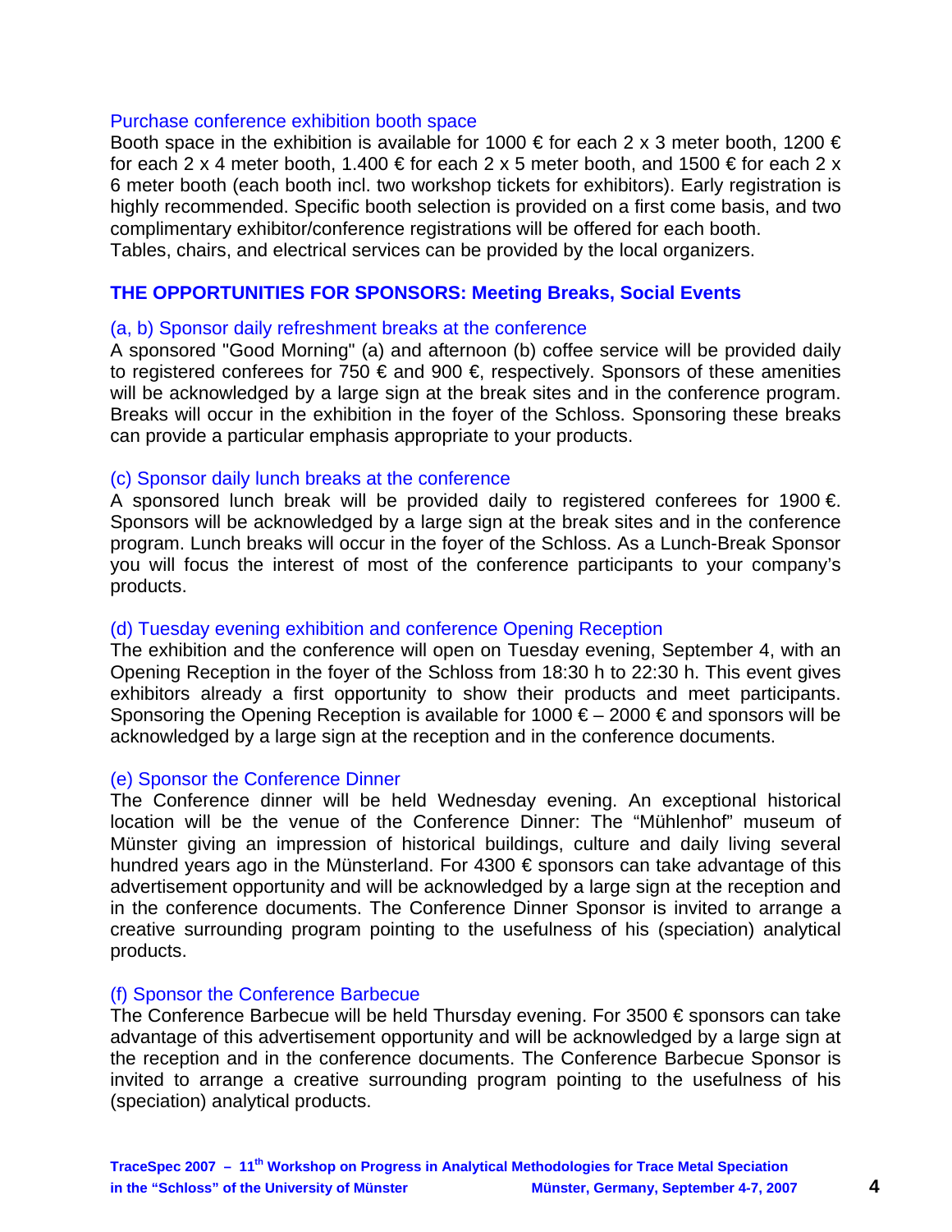### Purchase conference exhibition booth space

Booth space in the exhibition is available for 1000 € for each 2 x 3 meter booth, 1200 € for each 2 x 4 meter booth, 1.400 € for each 2 x 5 meter booth, and 1500 € for each 2 x 6 meter booth (each booth incl. two workshop tickets for exhibitors). Early registration is highly recommended. Specific booth selection is provided on a first come basis, and two complimentary exhibitor/conference registrations will be offered for each booth.
Tables, chairs, and electrical services can be provided by the local organizers.

## THE OPPORTUNITIES FOR SPONSORS: Meeting Breaks, Social Events

### (a, b) Sponsor daily refreshment breaks at the conference

A sponsored "Good Morning" (a) and afternoon (b) coffee service will be provided daily to registered conferees for 750 € and 900 €, respectively. Sponsors of these amenities will be acknowledged by a large sign at the break sites and in the conference program. Breaks will occur in the exhibition in the foyer of the Schloss. Sponsoring these breaks can provide a particular emphasis appropriate to your products.

### (c) Sponsor daily lunch breaks at the conference

A sponsored lunch break will be provided daily to registered conferees for 1900 €. Sponsors will be acknowledged by a large sign at the break sites and in the conference program. Lunch breaks will occur in the foyer of the Schloss. As a Lunch-Break Sponsor you will focus the interest of most of the conference participants to your company's products.

### (d) Tuesday evening exhibition and conference Opening Reception

The exhibition and the conference will open on Tuesday evening, September 4, with an Opening Reception in the foyer of the Schloss from 18:30 h to 22:30 h. This event gives exhibitors already a first opportunity to show their products and meet participants. Sponsoring the Opening Reception is available for 1000 € – 2000 € and sponsors will be acknowledged by a large sign at the reception and in the conference documents.

### (e) Sponsor the Conference Dinner

The Conference dinner will be held Wednesday evening. An exceptional historical location will be the venue of the Conference Dinner: The "Mühlenhof" museum of Münster giving an impression of historical buildings, culture and daily living several hundred years ago in the Münsterland. For 4300 € sponsors can take advantage of this advertisement opportunity and will be acknowledged by a large sign at the reception and in the conference documents. The Conference Dinner Sponsor is invited to arrange a creative surrounding program pointing to the usefulness of his (speciation) analytical products.

### (f) Sponsor the Conference Barbecue

The Conference Barbecue will be held Thursday evening. For 3500 € sponsors can take advantage of this advertisement opportunity and will be acknowledged by a large sign at the reception and in the conference documents. The Conference Barbecue Sponsor is invited to arrange a creative surrounding program pointing to the usefulness of his (speciation) analytical products.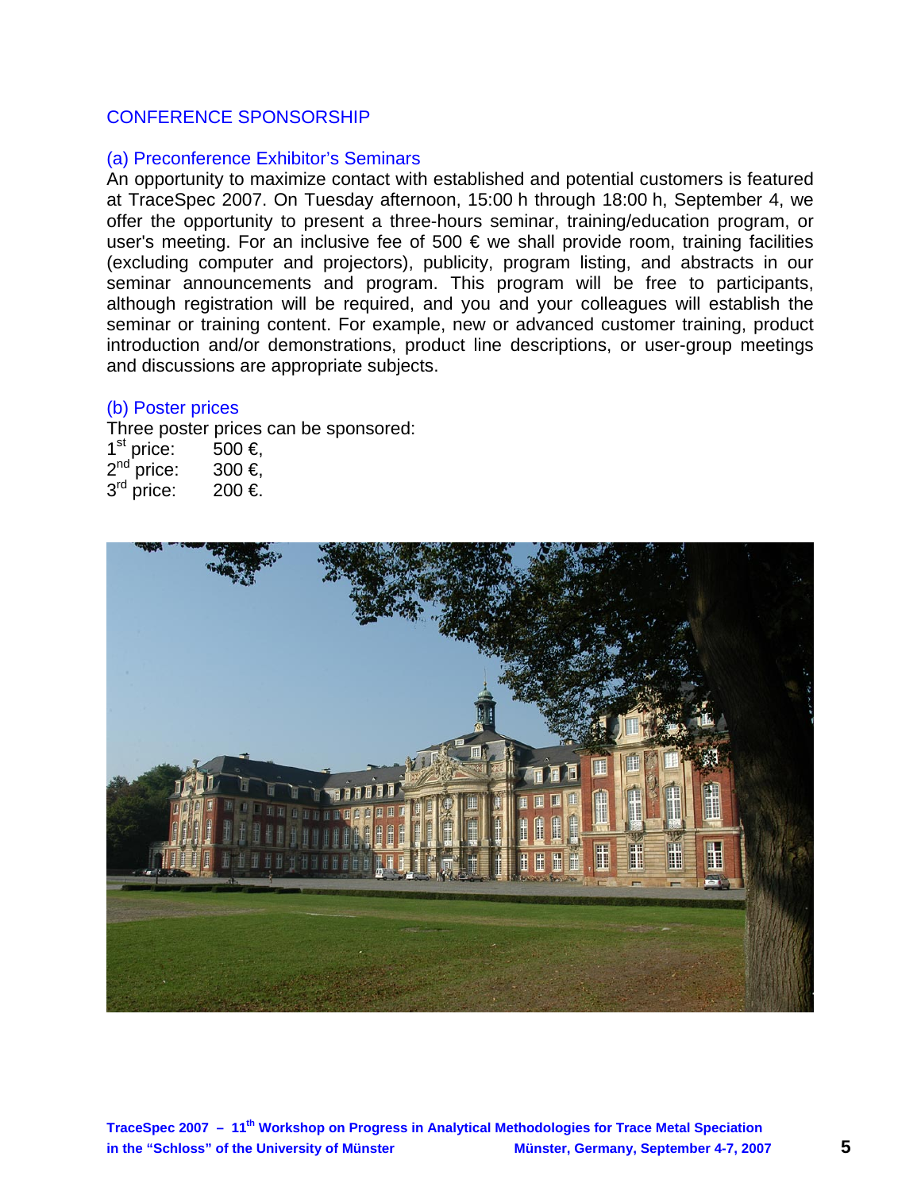## CONFERENCE SPONSORSHIP

### (a) Preconference Exhibitor's Seminars

An opportunity to maximize contact with established and potential customers is featured at TraceSpec 2007. On Tuesday afternoon, 15:00 h through 18:00 h, September 4, we offer the opportunity to present a three-hours seminar, training/education program, or user's meeting. For an inclusive fee of 500 € we shall provide room, training facilities (excluding computer and projectors), publicity, program listing, and abstracts in our seminar announcements and program. This program will be free to participants, although registration will be required, and you and your colleagues will establish the seminar or training content. For example, new or advanced customer training, product introduction and/or demonstrations, product line descriptions, or user-group meetings and discussions are appropriate subjects.

### (b) Poster prices

Three poster prices can be sponsored:

1st price: 500 €,
2nd price: 300 €,
3rd price: 200 €.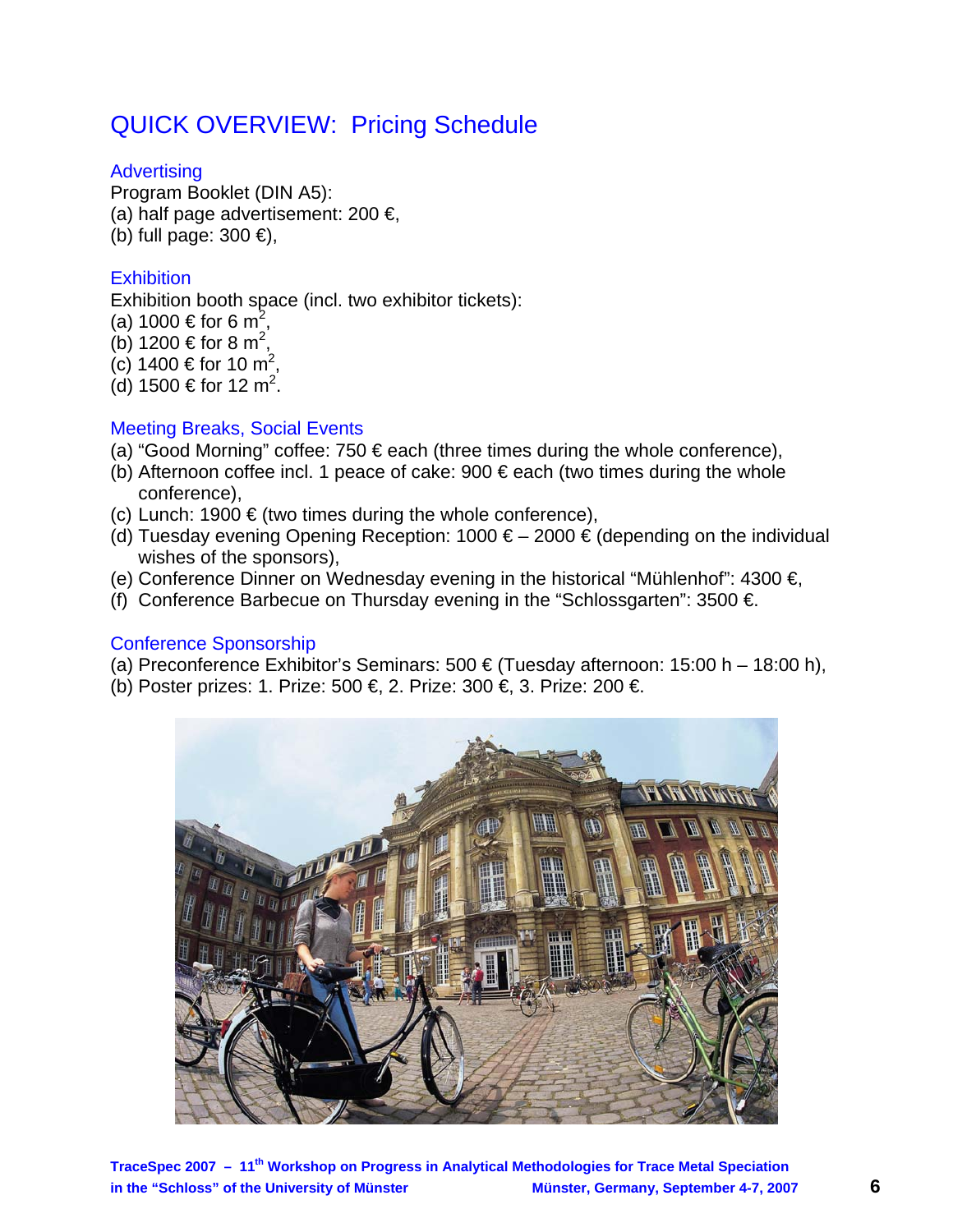# QUICK OVERVIEW: Pricing Schedule

## Advertising

Program Booklet (DIN A5):
(a) half page advertisement: 200 €,
(b) full page: 300 €),

## Exhibition

Exhibition booth space (incl. two exhibitor tickets):
(a) 1000 € for 6 $m^2$,
(b) 1200 € for 8 $m^2$,
(c) 1400 € for 10 $m^2$,
(d) 1500 € for 12 $m^2$.

## Meeting Breaks, Social Events

(a) "Good Morning" coffee: 750 € each (three times during the whole conference),
(b) Afternoon coffee incl. 1 peace of cake: 900 € each (two times during the whole conference),
(c) Lunch: 1900 € (two times during the whole conference),
(d) Tuesday evening Opening Reception: 1000 € – 2000 € (depending on the individual wishes of the sponsors),
(e) Conference Dinner on Wednesday evening in the historical "Mühlenhof": 4300 €,
(f) Conference Barbecue on Thursday evening in the "Schlossgarten": 3500 €.

## Conference Sponsorship

(a) Preconference Exhibitor's Seminars: 500 € (Tuesday afternoon: 15:00 h – 18:00 h),
(b) Poster prizes: 1. Prize: 500 €, 2. Prize: 300 €, 3. Prize: 200 €.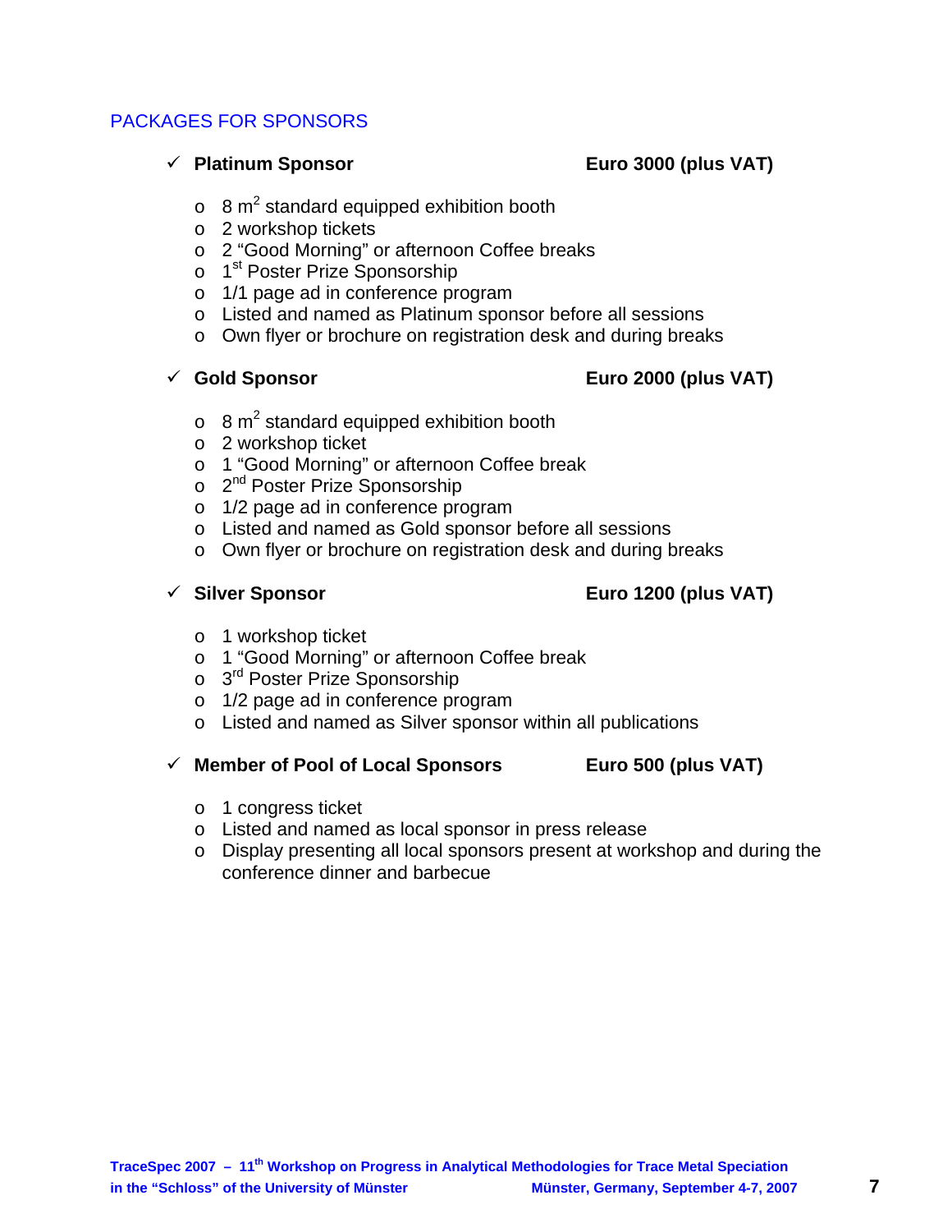## PACKAGES FOR SPONSORS

- **Platinum Sponsor** — **Euro 3000 (plus VAT)**
  - 8 $m^2$ standard equipped exhibition booth
  - 2 workshop tickets
  - 2 “Good Morning” or afternoon Coffee breaks
  - 1st Poster Prize Sponsorship
  - 1/1 page ad in conference program
  - Listed and named as Platinum sponsor before all sessions
  - Own flyer or brochure on registration desk and during breaks

- **Gold Sponsor** — **Euro 2000 (plus VAT)**
  - 8 $m^2$ standard equipped exhibition booth
  - 2 workshop ticket
  - 1 “Good Morning” or afternoon Coffee break
  - 2nd Poster Prize Sponsorship
  - 1/2 page ad in conference program
  - Listed and named as Gold sponsor before all sessions
  - Own flyer or brochure on registration desk and during breaks

- **Silver Sponsor** — **Euro 1200 (plus VAT)**
  - 1 workshop ticket
  - 1 “Good Morning” or afternoon Coffee break
  - 3rd Poster Prize Sponsorship
  - 1/2 page ad in conference program
  - Listed and named as Silver sponsor within all publications

- **Member of Pool of Local Sponsors** — **Euro 500 (plus VAT)**
  - 1 congress ticket
  - Listed and named as local sponsor in press release
  - Display presenting all local sponsors present at workshop and during the conference dinner and barbecue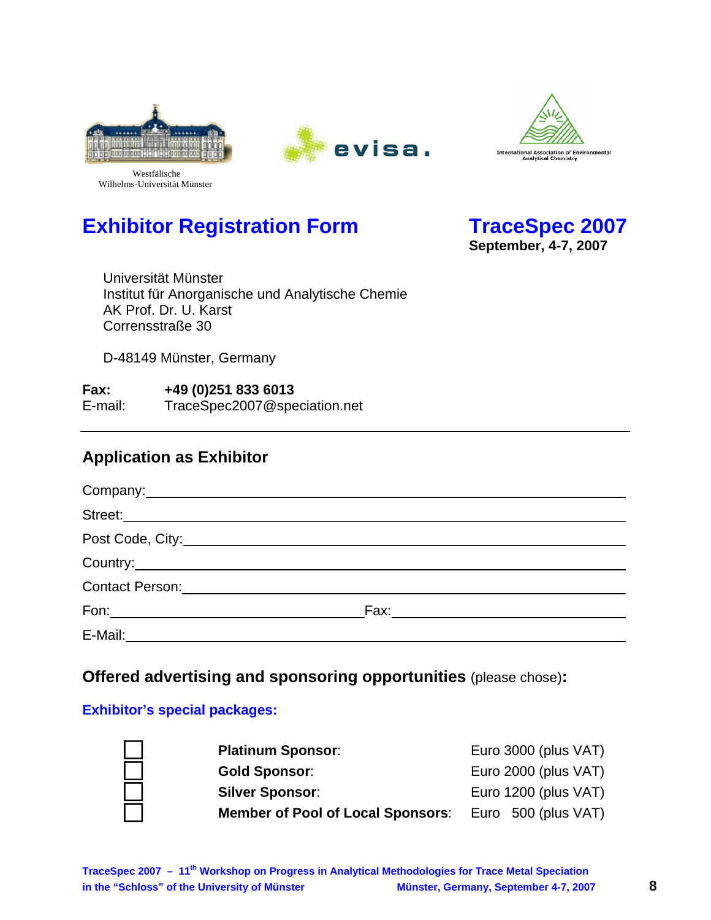Westfälische
Wilhelms-Universität Münster

# Exhibitor Registration Form

## TraceSpec 2007

**September, 4-7, 2007**

Universität Münster
Institut für Anorganische und Analytische Chemie
AK Prof. Dr. U. Karst
Corrensstraße 30

D-48149 Münster, Germany

**Fax:** **+49 (0)251 833 6013**
E-mail: TraceSpec2007@speciation.net

---

## Application as Exhibitor

Company: ______________________________

Street: ______________________________

Post Code, City: ______________________________

Country: ______________________________

Contact Person: ______________________________

Fon: ______________________ Fax: ______________________

E-Mail: ______________________________

## Offered advertising and sponsoring opportunities (please chose):

### Exhibitor's special packages:

| | | |
|---|---|---|
| ☐ | **Platinum Sponsor**: | Euro 3000 (plus VAT) |
| ☐ | **Gold Sponsor**: | Euro 2000 (plus VAT) |
| ☐ | **Silver Sponsor**: | Euro 1200 (plus VAT) |
| ☐ | **Member of Pool of Local Sponsors**: | Euro 500 (plus VAT) |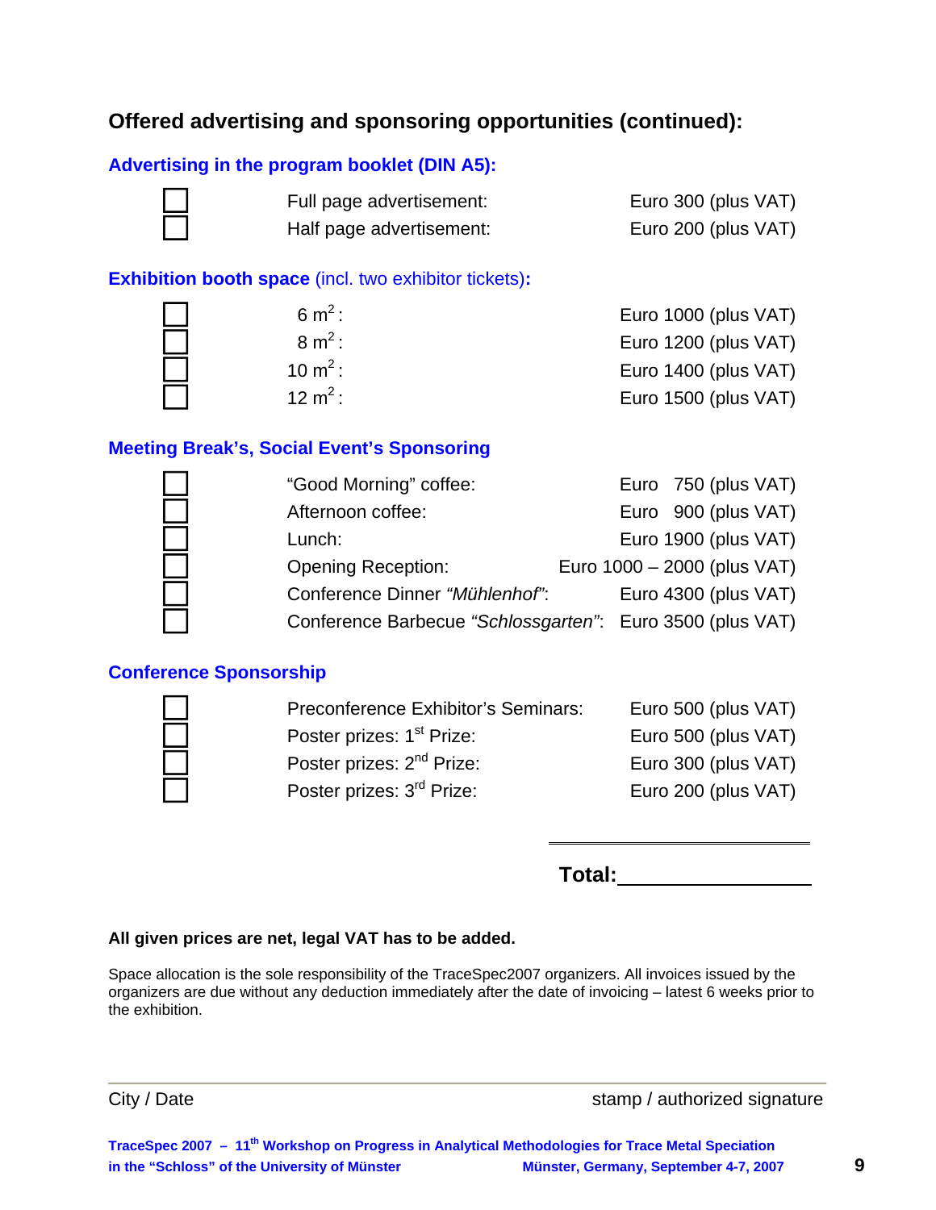## Offered advertising and sponsoring opportunities (continued):

### Advertising in the program booklet (DIN A5):

| | | |
|---|---|---|
| ☐ | Full page advertisement: | Euro 300 (plus VAT) |
| ☐ | Half page advertisement: | Euro 200 (plus VAT) |

### Exhibition booth space (incl. two exhibitor tickets):

| | | |
|---|---|---|
| ☐ | 6 $m^2$: | Euro 1000 (plus VAT) |
| ☐ | 8 $m^2$: | Euro 1200 (plus VAT) |
| ☐ | 10 $m^2$: | Euro 1400 (plus VAT) |
| ☐ | 12 $m^2$: | Euro 1500 (plus VAT) |

### Meeting Break's, Social Event's Sponsoring

| | | |
|---|---|---|
| ☐ | "Good Morning" coffee: | Euro 750 (plus VAT) |
| ☐ | Afternoon coffee: | Euro 900 (plus VAT) |
| ☐ | Lunch: | Euro 1900 (plus VAT) |
| ☐ | Opening Reception: | Euro 1000 – 2000 (plus VAT) |
| ☐ | Conference Dinner *"Mühlenhof"*: | Euro 4300 (plus VAT) |
| ☐ | Conference Barbecue *"Schlossgarten"*: | Euro 3500 (plus VAT) |

### Conference Sponsorship

| | | |
|---|---|---|
| ☐ | Preconference Exhibitor's Seminars: | Euro 500 (plus VAT) |
| ☐ | Poster prizes: 1st Prize: | Euro 500 (plus VAT) |
| ☐ | Poster prizes: 2nd Prize: | Euro 300 (plus VAT) |
| ☐ | Poster prizes: 3rd Prize: | Euro 200 (plus VAT) |

**Total:** ________________

**All given prices are net, legal VAT has to be added.**

Space allocation is the sole responsibility of the TraceSpec2007 organizers. All invoices issued by the organizers are due without any deduction immediately after the date of invoicing – latest 6 weeks prior to the exhibition.

City / Date — stamp / authorized signature